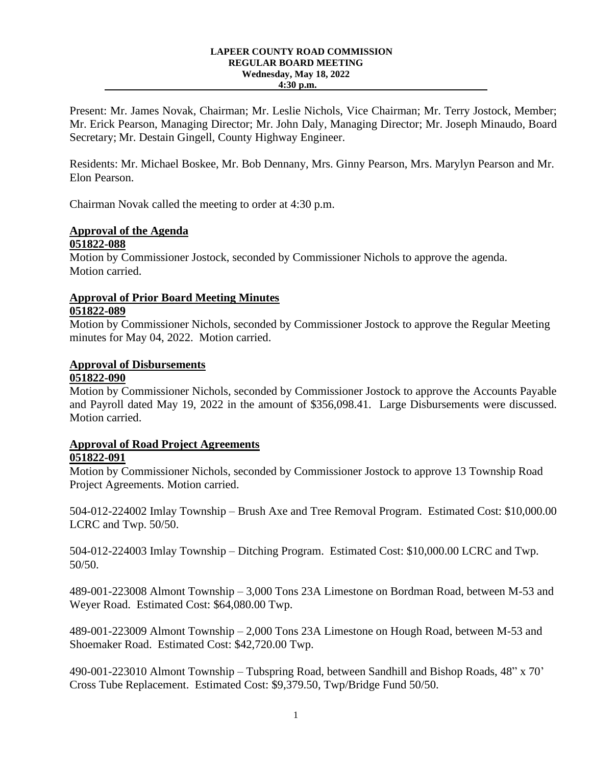**LAPEER COUNTY ROAD COMMISSION**
**REGULAR BOARD MEETING**
**Wednesday, May 18, 2022**
**4:30 p.m.**

---

Present: Mr. James Novak, Chairman; Mr. Leslie Nichols, Vice Chairman; Mr. Terry Jostock, Member; Mr. Erick Pearson, Managing Director; Mr. John Daly, Managing Director; Mr. Joseph Minaudo, Board Secretary; Mr. Destain Gingell, County Highway Engineer.

Residents: Mr. Michael Boskee, Mr. Bob Dennany, Mrs. Ginny Pearson, Mrs. Marylyn Pearson and Mr. Elon Pearson.

Chairman Novak called the meeting to order at 4:30 p.m.

## Approval of the Agenda

**051822-088**

Motion by Commissioner Jostock, seconded by Commissioner Nichols to approve the agenda. Motion carried.

## Approval of Prior Board Meeting Minutes

**051822-089**

Motion by Commissioner Nichols, seconded by Commissioner Jostock to approve the Regular Meeting minutes for May 04, 2022. Motion carried.

## Approval of Disbursements

**051822-090**

Motion by Commissioner Nichols, seconded by Commissioner Jostock to approve the Accounts Payable and Payroll dated May 19, 2022 in the amount of $356,098.41. Large Disbursements were discussed. Motion carried.

## Approval of Road Project Agreements

**051822-091**

Motion by Commissioner Nichols, seconded by Commissioner Jostock to approve 13 Township Road Project Agreements. Motion carried.

504-012-224002 Imlay Township – Brush Axe and Tree Removal Program. Estimated Cost: $10,000.00 LCRC and Twp. 50/50.

504-012-224003 Imlay Township – Ditching Program. Estimated Cost: $10,000.00 LCRC and Twp. 50/50.

489-001-223008 Almont Township – 3,000 Tons 23A Limestone on Bordman Road, between M-53 and Weyer Road. Estimated Cost: $64,080.00 Twp.

489-001-223009 Almont Township – 2,000 Tons 23A Limestone on Hough Road, between M-53 and Shoemaker Road. Estimated Cost: $42,720.00 Twp.

490-001-223010 Almont Township – Tubspring Road, between Sandhill and Bishop Roads, 48" x 70' Cross Tube Replacement. Estimated Cost: $9,379.50, Twp/Bridge Fund 50/50.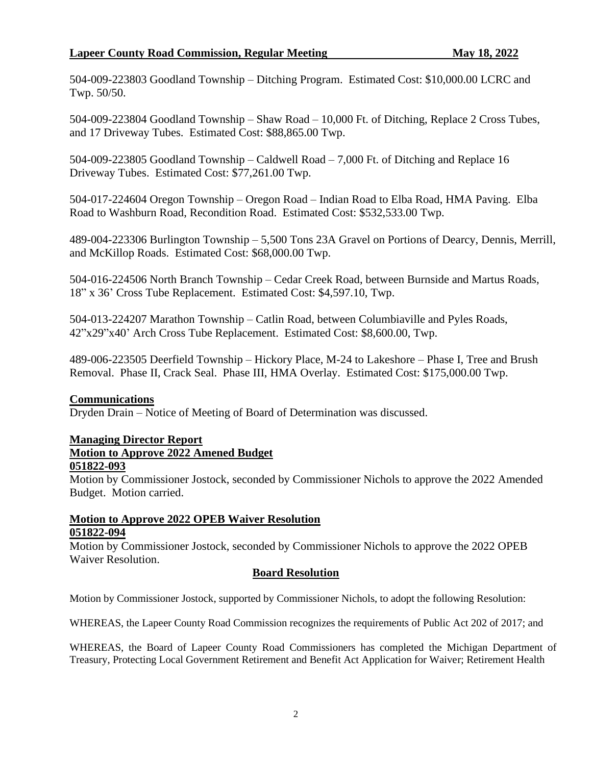504-009-223803 Goodland Township – Ditching Program. Estimated Cost: $10,000.00 LCRC and Twp. 50/50.

504-009-223804 Goodland Township – Shaw Road – 10,000 Ft. of Ditching, Replace 2 Cross Tubes, and 17 Driveway Tubes. Estimated Cost: $88,865.00 Twp.

504-009-223805 Goodland Township – Caldwell Road – 7,000 Ft. of Ditching and Replace 16 Driveway Tubes. Estimated Cost: $77,261.00 Twp.

504-017-224604 Oregon Township – Oregon Road – Indian Road to Elba Road, HMA Paving. Elba Road to Washburn Road, Recondition Road. Estimated Cost: $532,533.00 Twp.

489-004-223306 Burlington Township – 5,500 Tons 23A Gravel on Portions of Dearcy, Dennis, Merrill, and McKillop Roads. Estimated Cost: $68,000.00 Twp.

504-016-224506 North Branch Township – Cedar Creek Road, between Burnside and Martus Roads, 18" x 36' Cross Tube Replacement. Estimated Cost: $4,597.10, Twp.

504-013-224207 Marathon Township – Catlin Road, between Columbiaville and Pyles Roads, 42"x29"x40' Arch Cross Tube Replacement. Estimated Cost: $8,600.00, Twp.

489-006-223505 Deerfield Township – Hickory Place, M-24 to Lakeshore – Phase I, Tree and Brush Removal. Phase II, Crack Seal. Phase III, HMA Overlay. Estimated Cost: $175,000.00 Twp.

**Communications**

Dryden Drain – Notice of Meeting of Board of Determination was discussed.

**Managing Director Report**

**Motion to Approve 2022 Amened Budget**

**051822-093**

Motion by Commissioner Jostock, seconded by Commissioner Nichols to approve the 2022 Amended Budget. Motion carried.

**Motion to Approve 2022 OPEB Waiver Resolution**

**051822-094**

Motion by Commissioner Jostock, seconded by Commissioner Nichols to approve the 2022 OPEB Waiver Resolution.

**Board Resolution**

Motion by Commissioner Jostock, supported by Commissioner Nichols, to adopt the following Resolution:

WHEREAS, the Lapeer County Road Commission recognizes the requirements of Public Act 202 of 2017; and

WHEREAS, the Board of Lapeer County Road Commissioners has completed the Michigan Department of Treasury, Protecting Local Government Retirement and Benefit Act Application for Waiver; Retirement Health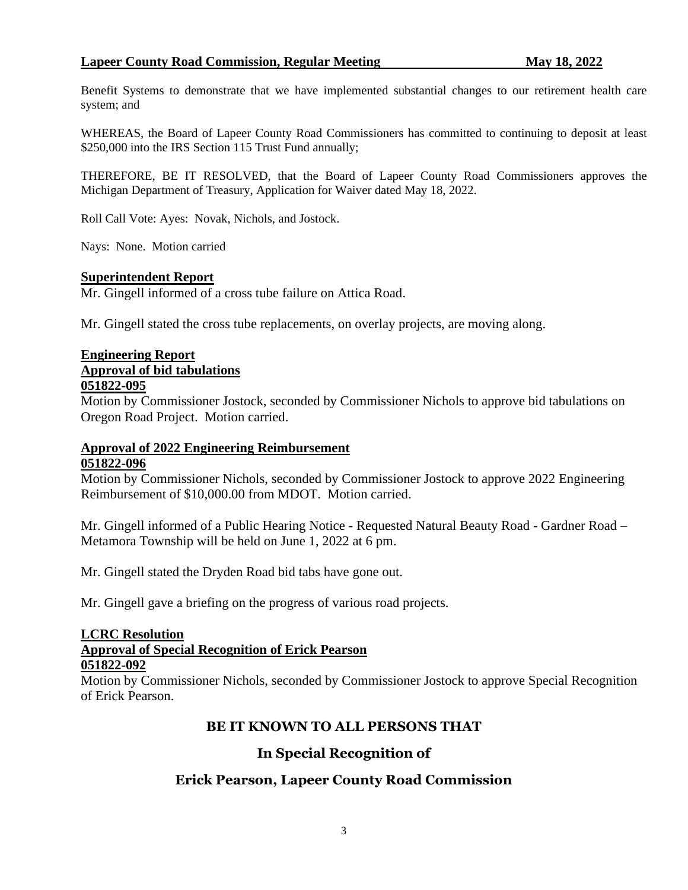Benefit Systems to demonstrate that we have implemented substantial changes to our retirement health care system; and

WHEREAS, the Board of Lapeer County Road Commissioners has committed to continuing to deposit at least $250,000 into the IRS Section 115 Trust Fund annually;

THEREFORE, BE IT RESOLVED, that the Board of Lapeer County Road Commissioners approves the Michigan Department of Treasury, Application for Waiver dated May 18, 2022.

Roll Call Vote: Ayes: Novak, Nichols, and Jostock.

Nays: None. Motion carried

**Superintendent Report**

Mr. Gingell informed of a cross tube failure on Attica Road.

Mr. Gingell stated the cross tube replacements, on overlay projects, are moving along.

**Engineering Report**

**Approval of bid tabulations**

**051822-095**

Motion by Commissioner Jostock, seconded by Commissioner Nichols to approve bid tabulations on Oregon Road Project. Motion carried.

**Approval of 2022 Engineering Reimbursement**

**051822-096**

Motion by Commissioner Nichols, seconded by Commissioner Jostock to approve 2022 Engineering Reimbursement of $10,000.00 from MDOT. Motion carried.

Mr. Gingell informed of a Public Hearing Notice - Requested Natural Beauty Road - Gardner Road – Metamora Township will be held on June 1, 2022 at 6 pm.

Mr. Gingell stated the Dryden Road bid tabs have gone out.

Mr. Gingell gave a briefing on the progress of various road projects.

**LCRC Resolution**

**Approval of Special Recognition of Erick Pearson**

**051822-092**

Motion by Commissioner Nichols, seconded by Commissioner Jostock to approve Special Recognition of Erick Pearson.

**BE IT KNOWN TO ALL PERSONS THAT**

**In Special Recognition of**

**Erick Pearson, Lapeer County Road Commission**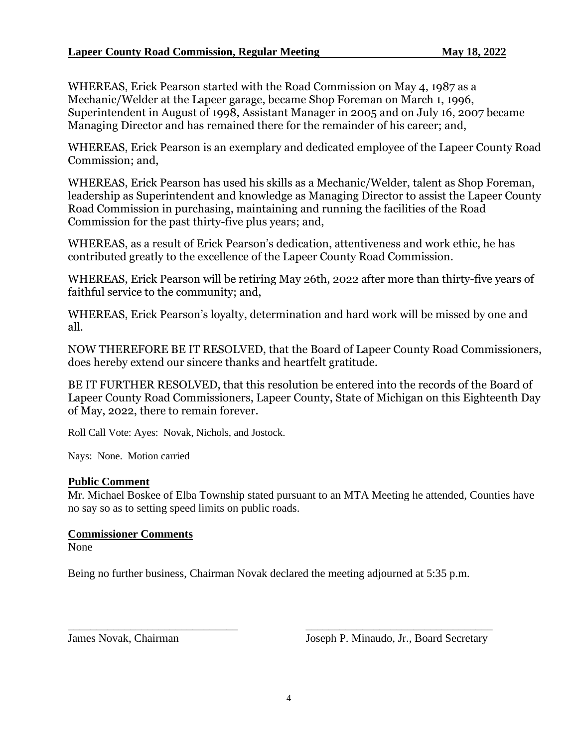WHEREAS, Erick Pearson started with the Road Commission on May 4, 1987 as a Mechanic/Welder at the Lapeer garage, became Shop Foreman on March 1, 1996, Superintendent in August of 1998, Assistant Manager in 2005 and on July 16, 2007 became Managing Director and has remained there for the remainder of his career; and,

WHEREAS, Erick Pearson is an exemplary and dedicated employee of the Lapeer County Road Commission; and,

WHEREAS, Erick Pearson has used his skills as a Mechanic/Welder, talent as Shop Foreman, leadership as Superintendent and knowledge as Managing Director to assist the Lapeer County Road Commission in purchasing, maintaining and running the facilities of the Road Commission for the past thirty-five plus years; and,

WHEREAS, as a result of Erick Pearson's dedication, attentiveness and work ethic, he has contributed greatly to the excellence of the Lapeer County Road Commission.

WHEREAS, Erick Pearson will be retiring May 26th, 2022 after more than thirty-five years of faithful service to the community; and,

WHEREAS, Erick Pearson's loyalty, determination and hard work will be missed by one and all.

NOW THEREFORE BE IT RESOLVED, that the Board of Lapeer County Road Commissioners, does hereby extend our sincere thanks and heartfelt gratitude.

BE IT FURTHER RESOLVED, that this resolution be entered into the records of the Board of Lapeer County Road Commissioners, Lapeer County, State of Michigan on this Eighteenth Day of May, 2022, there to remain forever.

Roll Call Vote: Ayes: Novak, Nichols, and Jostock.

Nays: None. Motion carried

## Public Comment

Mr. Michael Boskee of Elba Township stated pursuant to an MTA Meeting he attended, Counties have no say so as to setting speed limits on public roads.

## Commissioner Comments

None

Being no further business, Chairman Novak declared the meeting adjourned at 5:35 p.m.

\_\_\_\_\_\_\_\_\_\_\_\_\_\_\_\_\_\_\_\_\_\_\_\_\_\_\_\_\_\_
James Novak, Chairman

\_\_\_\_\_\_\_\_\_\_\_\_\_\_\_\_\_\_\_\_\_\_\_\_\_\_\_\_\_\_\_\_\_\_
Joseph P. Minaudo, Jr., Board Secretary